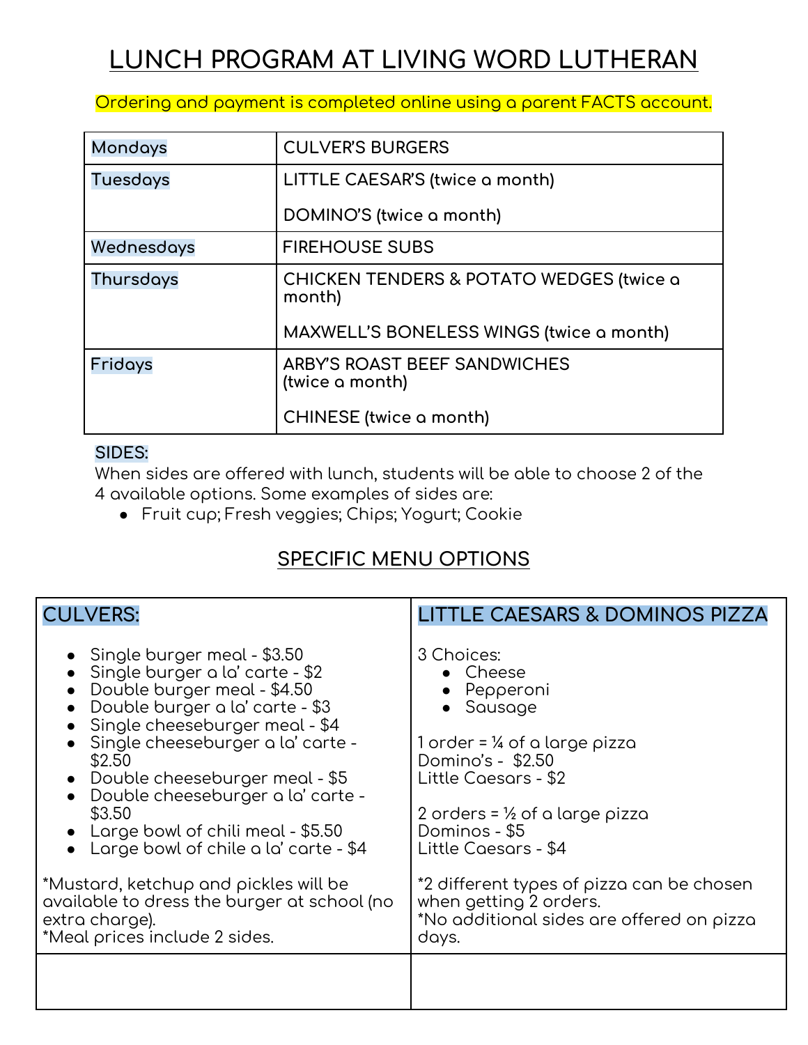# LUNCH PROGRAM AT LIVING WORD LUTHERAN

Ordering and payment is completed online using a parent FACTS account.

| | |
|---|---|
| Mondays | CULVER'S BURGERS |
| Tuesdays | LITTLE CAESAR'S (twice a month)<br><br>DOMINO'S (twice a month) |
| Wednesdays | FIREHOUSE SUBS |
| Thursdays | CHICKEN TENDERS & POTATO WEDGES (twice a month)<br><br>MAXWELL'S BONELESS WINGS (twice a month) |
| Fridays | ARBY'S ROAST BEEF SANDWICHES (twice a month)<br><br>CHINESE (twice a month) |

SIDES:

When sides are offered with lunch, students will be able to choose 2 of the 4 available options. Some examples of sides are:

- Fruit cup; Fresh veggies; Chips; Yogurt; Cookie

## SPECIFIC MENU OPTIONS

| CULVERS: | LITTLE CAESARS & DOMINOS PIZZA |
|---|---|
| • Single burger meal - $3.50<br>• Single burger a la' carte - $2<br>• Double burger meal - $4.50<br>• Double burger a la' carte - $3<br>• Single cheeseburger meal - $4<br>• Single cheeseburger a la' carte - $2.50<br>• Double cheeseburger meal - $5<br>• Double cheeseburger a la' carte - $3.50<br>• Large bowl of chili meal - $5.50<br>• Large bowl of chile a la' carte - $4<br><br>*Mustard, ketchup and pickles will be available to dress the burger at school (no extra charge).<br>*Meal prices include 2 sides. | 3 Choices:<br>• Cheese<br>• Pepperoni<br>• Sausage<br><br>1 order = ¼ of a large pizza<br>Domino's - $2.50<br>Little Caesars - $2<br><br>2 orders = ½ of a large pizza<br>Dominos - $5<br>Little Caesars - $4<br><br>*2 different types of pizza can be chosen when getting 2 orders.<br>*No additional sides are offered on pizza days. |
| | |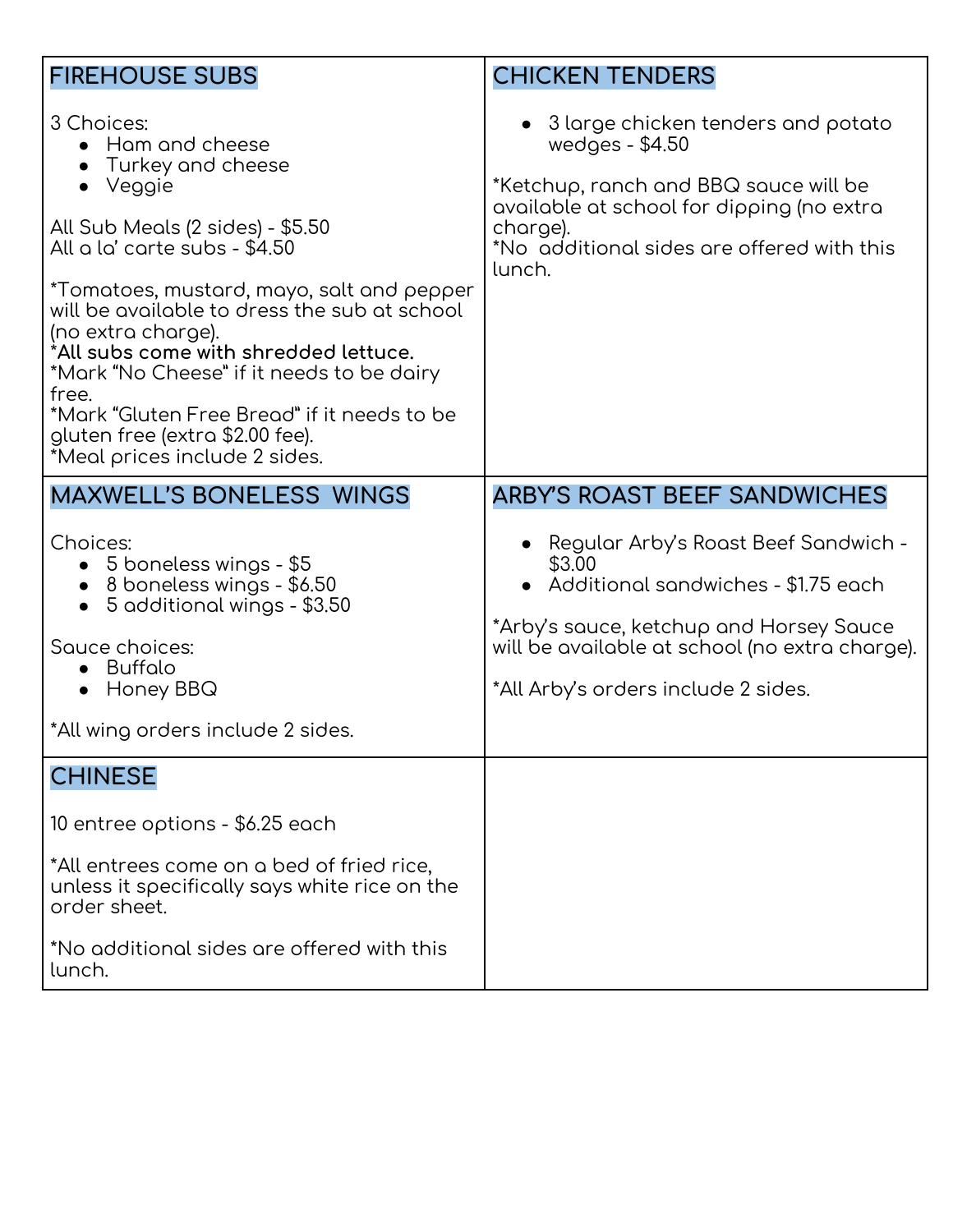## FIREHOUSE SUBS

3 Choices:
- Ham and cheese
- Turkey and cheese
- Veggie

All Sub Meals (2 sides) - $5.50
All a la' carte subs - $4.50

*Tomatoes, mustard, mayo, salt and pepper will be available to dress the sub at school (no extra charge).
***All subs come with shredded lettuce.**
*Mark "No Cheese" if it needs to be dairy free.
*Mark "Gluten Free Bread" if it needs to be gluten free (extra $2.00 fee).
*Meal prices include 2 sides.

## CHICKEN TENDERS

- 3 large chicken tenders and potato wedges - $4.50

*Ketchup, ranch and BBQ sauce will be available at school for dipping (no extra charge).
*No additional sides are offered with this lunch.

## MAXWELL'S BONELESS WINGS

Choices:
- 5 boneless wings - $5
- 8 boneless wings - $6.50
- 5 additional wings - $3.50

Sauce choices:
- Buffalo
- Honey BBQ

*All wing orders include 2 sides.

## ARBY'S ROAST BEEF SANDWICHES

- Regular Arby's Roast Beef Sandwich - $3.00
- Additional sandwiches - $1.75 each

*Arby's sauce, ketchup and Horsey Sauce will be available at school (no extra charge).

*All Arby's orders include 2 sides.

## CHINESE

10 entree options - $6.25 each

*All entrees come on a bed of fried rice, unless it specifically says white rice on the order sheet.

*No additional sides are offered with this lunch.